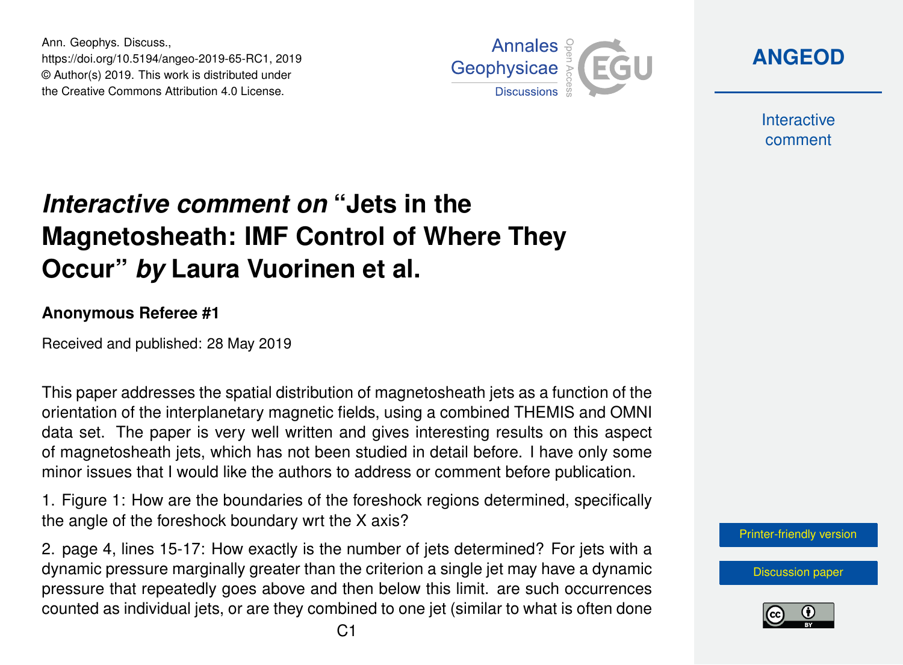# *Interactive comment on* "Jets in the Magnetosheath: IMF Control of Where They Occur" *by* Laura Vuorinen et al.

**Anonymous Referee #1**

Received and published: 28 May 2019

This paper addresses the spatial distribution of magnetosheath jets as a function of the orientation of the interplanetary magnetic fields, using a combined THEMIS and OMNI data set. The paper is very well written and gives interesting results on this aspect of magnetosheath jets, which has not been studied in detail before. I have only some minor issues that I would like the authors to address or comment before publication.

1. Figure 1: How are the boundaries of the foreshock regions determined, specifically the angle of the foreshock boundary wrt the X axis?

2. page 4, lines 15-17: How exactly is the number of jets determined? For jets with a dynamic pressure marginally greater than the criterion a single jet may have a dynamic pressure that repeatedly goes above and then below this limit. are such occurrences counted as individual jets, or are they combined to one jet (similar to what is often done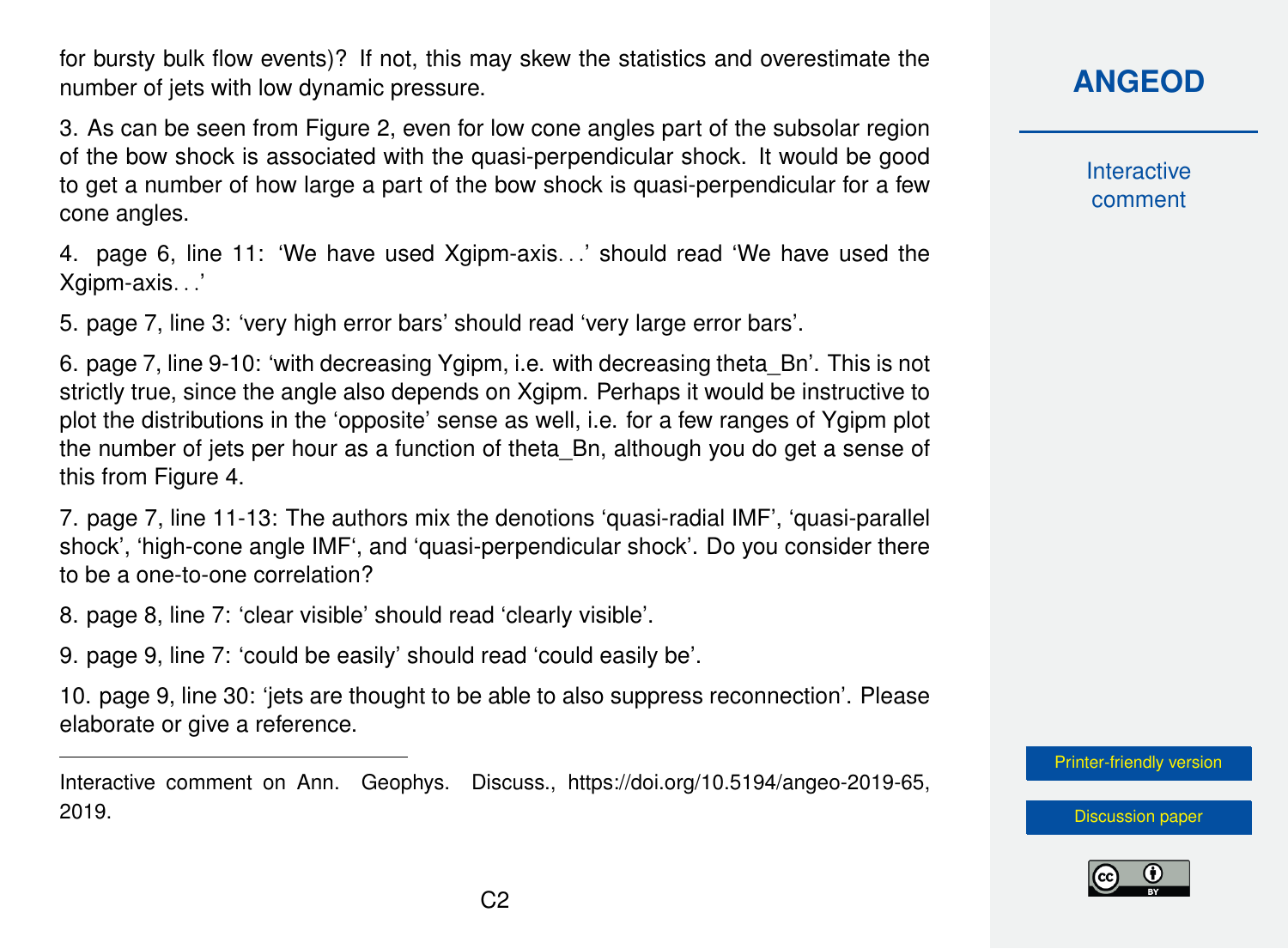for bursty bulk flow events)? If not, this may skew the statistics and overestimate the number of jets with low dynamic pressure.

3. As can be seen from Figure 2, even for low cone angles part of the subsolar region of the bow shock is associated with the quasi-perpendicular shock. It would be good to get a number of how large a part of the bow shock is quasi-perpendicular for a few cone angles.

4. page 6, line 11: 'We have used Xgipm-axis...' should read 'We have used the Xgipm-axis...'

5. page 7, line 3: 'very high error bars' should read 'very large error bars'.

6. page 7, line 9-10: 'with decreasing Ygipm, i.e. with decreasing theta_Bn'. This is not strictly true, since the angle also depends on Xgipm. Perhaps it would be instructive to plot the distributions in the 'opposite' sense as well, i.e. for a few ranges of Ygipm plot the number of jets per hour as a function of theta_Bn, although you do get a sense of this from Figure 4.

7. page 7, line 11-13: The authors mix the denotions 'quasi-radial IMF', 'quasi-parallel shock', 'high-cone angle IMF', and 'quasi-perpendicular shock'. Do you consider there to be a one-to-one correlation?

8. page 8, line 7: 'clear visible' should read 'clearly visible'.

9. page 9, line 7: 'could be easily' should read 'could easily be'.

10. page 9, line 30: 'jets are thought to be able to also suppress reconnection'. Please elaborate or give a reference.

---

Interactive comment on Ann. Geophys. Discuss., https://doi.org/10.5194/angeo-2019-65, 2019.